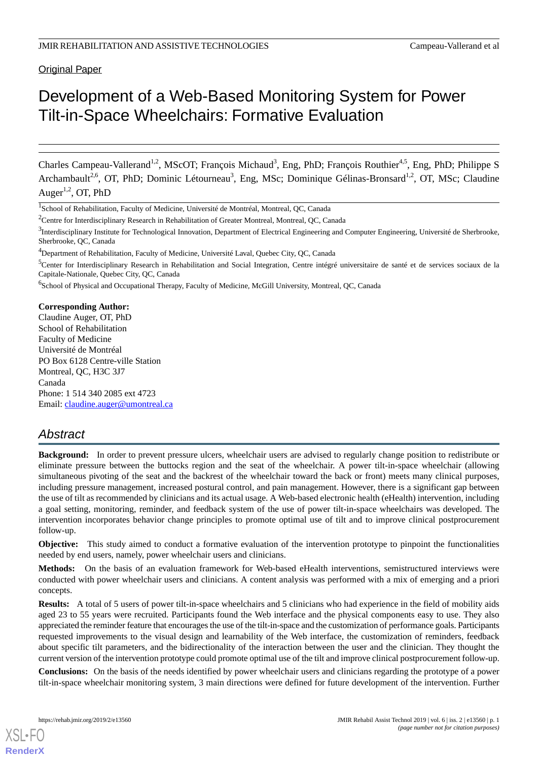Original Paper

# Development of a Web-Based Monitoring System for Power Tilt-in-Space Wheelchairs: Formative Evaluation

Charles Campeau-Vallerand[1,2], MScOT; François Michaud[3], Eng, PhD; François Routhier[4,5], Eng, PhD; Philippe S Archambault[2,6], OT, PhD; Dominic Létourneau[3], Eng, MSc; Dominique Gélinas-Bronsard[1,2], OT, MSc; Claudine Auger[1,2], OT, PhD

[1]School of Rehabilitation, Faculty of Medicine, Université de Montréal, Montreal, QC, Canada

[2]Centre for Interdisciplinary Research in Rehabilitation of Greater Montreal, Montreal, QC, Canada

[3]Interdisciplinary Institute for Technological Innovation, Department of Electrical Engineering and Computer Engineering, Université de Sherbrooke, Sherbrooke, QC, Canada

[4]Department of Rehabilitation, Faculty of Medicine, Université Laval, Quebec City, QC, Canada

[5]Center for Interdisciplinary Research in Rehabilitation and Social Integration, Centre intégré universitaire de santé et de services sociaux de la Capitale-Nationale, Quebec City, QC, Canada

[6]School of Physical and Occupational Therapy, Faculty of Medicine, McGill University, Montreal, QC, Canada

**Corresponding Author:**
Claudine Auger, OT, PhD
School of Rehabilitation
Faculty of Medicine
Université de Montréal
PO Box 6128 Centre-ville Station
Montreal, QC, H3C 3J7
Canada
Phone: 1 514 340 2085 ext 4723
Email: claudine.auger@umontreal.ca

## Abstract

**Background:** In order to prevent pressure ulcers, wheelchair users are advised to regularly change position to redistribute or eliminate pressure between the buttocks region and the seat of the wheelchair. A power tilt-in-space wheelchair (allowing simultaneous pivoting of the seat and the backrest of the wheelchair toward the back or front) meets many clinical purposes, including pressure management, increased postural control, and pain management. However, there is a significant gap between the use of tilt as recommended by clinicians and its actual usage. A Web-based electronic health (eHealth) intervention, including a goal setting, monitoring, reminder, and feedback system of the use of power tilt-in-space wheelchairs was developed. The intervention incorporates behavior change principles to promote optimal use of tilt and to improve clinical postprocurement follow-up.

**Objective:** This study aimed to conduct a formative evaluation of the intervention prototype to pinpoint the functionalities needed by end users, namely, power wheelchair users and clinicians.

**Methods:** On the basis of an evaluation framework for Web-based eHealth interventions, semistructured interviews were conducted with power wheelchair users and clinicians. A content analysis was performed with a mix of emerging and a priori concepts.

**Results:** A total of 5 users of power tilt-in-space wheelchairs and 5 clinicians who had experience in the field of mobility aids aged 23 to 55 years were recruited. Participants found the Web interface and the physical components easy to use. They also appreciated the reminder feature that encourages the use of the tilt-in-space and the customization of performance goals. Participants requested improvements to the visual design and learnability of the Web interface, the customization of reminders, feedback about specific tilt parameters, and the bidirectionality of the interaction between the user and the clinician. They thought the current version of the intervention prototype could promote optimal use of the tilt and improve clinical postprocurement follow-up.

**Conclusions:** On the basis of the needs identified by power wheelchair users and clinicians regarding the prototype of a power tilt-in-space wheelchair monitoring system, 3 main directions were defined for future development of the intervention. Further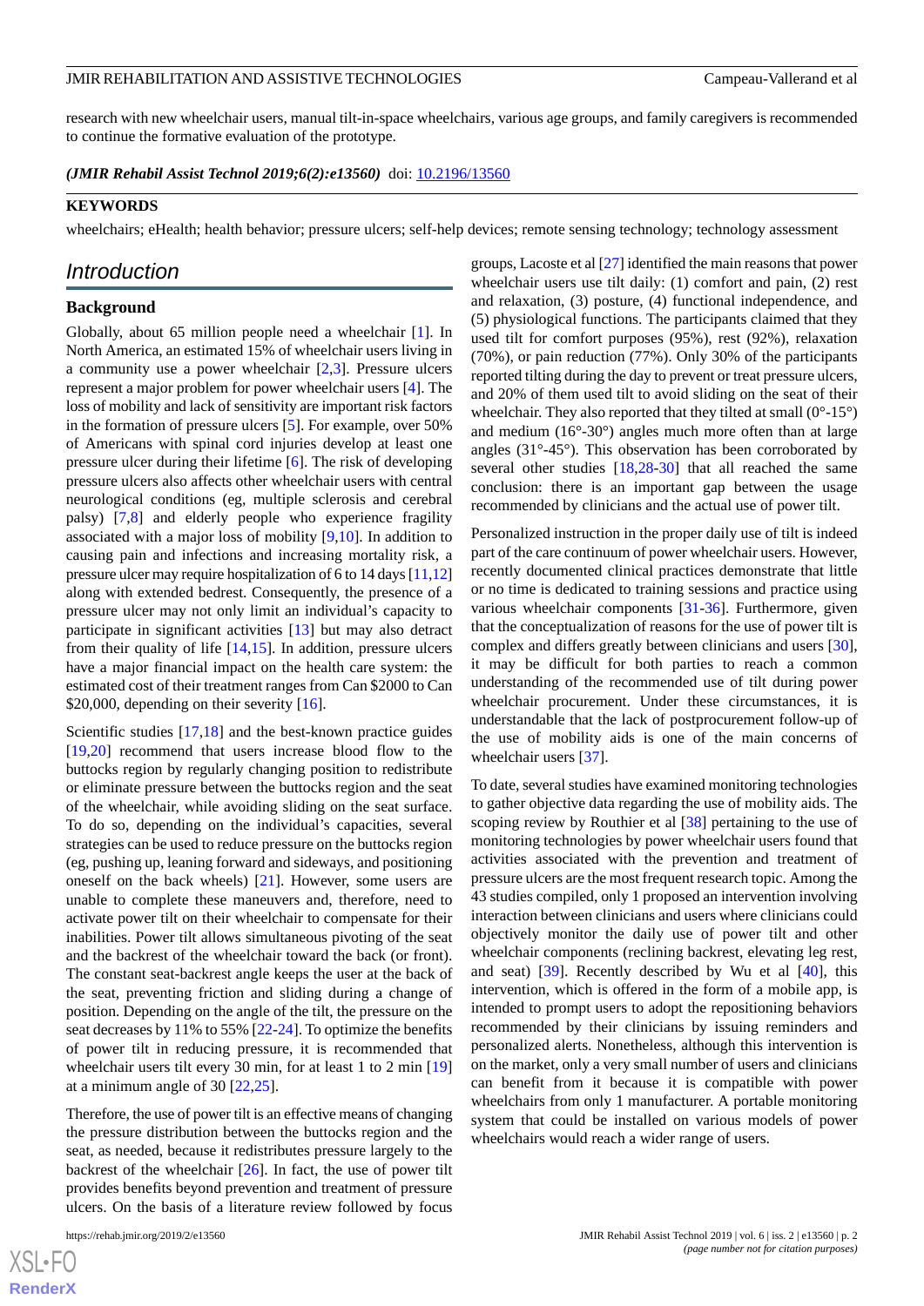research with new wheelchair users, manual tilt-in-space wheelchairs, various age groups, and family caregivers is recommended to continue the formative evaluation of the prototype.

***(JMIR Rehabil Assist Technol 2019;6(2):e13560)*** doi: 10.2196/13560

**KEYWORDS**

wheelchairs; eHealth; health behavior; pressure ulcers; self-help devices; remote sensing technology; technology assessment

## Introduction

### Background

Globally, about 65 million people need a wheelchair [1]. In North America, an estimated 15% of wheelchair users living in a community use a power wheelchair [2,3]. Pressure ulcers represent a major problem for power wheelchair users [4]. The loss of mobility and lack of sensitivity are important risk factors in the formation of pressure ulcers [5]. For example, over 50% of Americans with spinal cord injuries develop at least one pressure ulcer during their lifetime [6]. The risk of developing pressure ulcers also affects other wheelchair users with central neurological conditions (eg, multiple sclerosis and cerebral palsy) [7,8] and elderly people who experience fragility associated with a major loss of mobility [9,10]. In addition to causing pain and infections and increasing mortality risk, a pressure ulcer may require hospitalization of 6 to 14 days [11,12] along with extended bedrest. Consequently, the presence of a pressure ulcer may not only limit an individual's capacity to participate in significant activities [13] but may also detract from their quality of life [14,15]. In addition, pressure ulcers have a major financial impact on the health care system: the estimated cost of their treatment ranges from Can $2000 to Can $20,000, depending on their severity [16].

Scientific studies [17,18] and the best-known practice guides [19,20] recommend that users increase blood flow to the buttocks region by regularly changing position to redistribute or eliminate pressure between the buttocks region and the seat of the wheelchair, while avoiding sliding on the seat surface. To do so, depending on the individual's capacities, several strategies can be used to reduce pressure on the buttocks region (eg, pushing up, leaning forward and sideways, and positioning oneself on the back wheels) [21]. However, some users are unable to complete these maneuvers and, therefore, need to activate power tilt on their wheelchair to compensate for their inabilities. Power tilt allows simultaneous pivoting of the seat and the backrest of the wheelchair toward the back (or front). The constant seat-backrest angle keeps the user at the back of the seat, preventing friction and sliding during a change of position. Depending on the angle of the tilt, the pressure on the seat decreases by 11% to 55% [22-24]. To optimize the benefits of power tilt in reducing pressure, it is recommended that wheelchair users tilt every 30 min, for at least 1 to 2 min [19] at a minimum angle of 30 [22,25].

Therefore, the use of power tilt is an effective means of changing the pressure distribution between the buttocks region and the seat, as needed, because it redistributes pressure largely to the backrest of the wheelchair [26]. In fact, the use of power tilt provides benefits beyond prevention and treatment of pressure ulcers. On the basis of a literature review followed by focus groups, Lacoste et al [27] identified the main reasons that power wheelchair users use tilt daily: (1) comfort and pain, (2) rest and relaxation, (3) posture, (4) functional independence, and (5) physiological functions. The participants claimed that they used tilt for comfort purposes (95%), rest (92%), relaxation (70%), or pain reduction (77%). Only 30% of the participants reported tilting during the day to prevent or treat pressure ulcers, and 20% of them used tilt to avoid sliding on the seat of their wheelchair. They also reported that they tilted at small (0°-15°) and medium (16°-30°) angles much more often than at large angles (31°-45°). This observation has been corroborated by several other studies [18,28-30] that all reached the same conclusion: there is an important gap between the usage recommended by clinicians and the actual use of power tilt.

Personalized instruction in the proper daily use of tilt is indeed part of the care continuum of power wheelchair users. However, recently documented clinical practices demonstrate that little or no time is dedicated to training sessions and practice using various wheelchair components [31-36]. Furthermore, given that the conceptualization of reasons for the use of power tilt is complex and differs greatly between clinicians and users [30], it may be difficult for both parties to reach a common understanding of the recommended use of tilt during power wheelchair procurement. Under these circumstances, it is understandable that the lack of postprocurement follow-up of the use of mobility aids is one of the main concerns of wheelchair users [37].

To date, several studies have examined monitoring technologies to gather objective data regarding the use of mobility aids. The scoping review by Routhier et al [38] pertaining to the use of monitoring technologies by power wheelchair users found that activities associated with the prevention and treatment of pressure ulcers are the most frequent research topic. Among the 43 studies compiled, only 1 proposed an intervention involving interaction between clinicians and users where clinicians could objectively monitor the daily use of power tilt and other wheelchair components (reclining backrest, elevating leg rest, and seat) [39]. Recently described by Wu et al [40], this intervention, which is offered in the form of a mobile app, is intended to prompt users to adopt the repositioning behaviors recommended by their clinicians by issuing reminders and personalized alerts. Nonetheless, although this intervention is on the market, only a very small number of users and clinicians can benefit from it because it is compatible with power wheelchairs from only 1 manufacturer. A portable monitoring system that could be installed on various models of power wheelchairs would reach a wider range of users.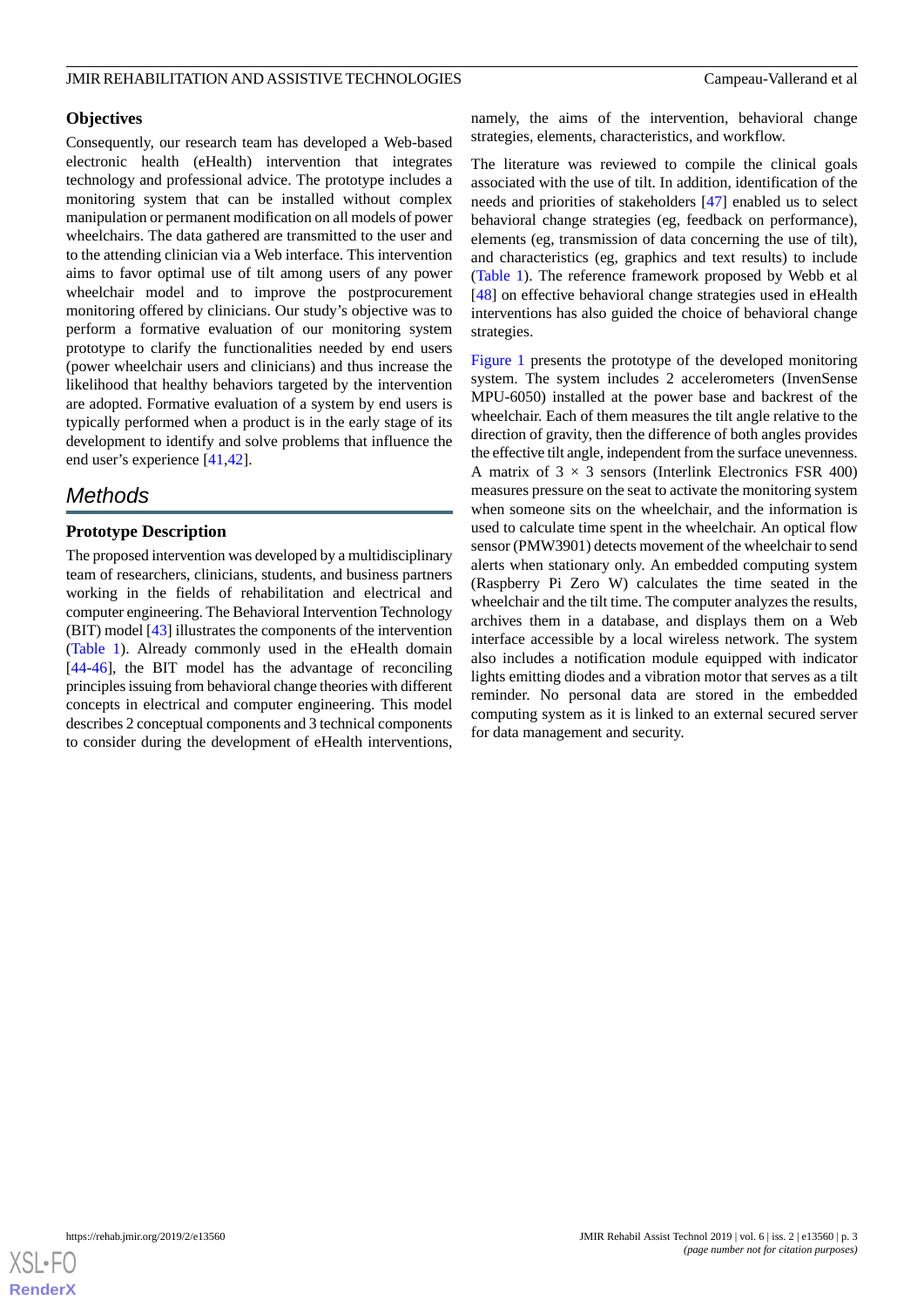### Objectives

Consequently, our research team has developed a Web-based electronic health (eHealth) intervention that integrates technology and professional advice. The prototype includes a monitoring system that can be installed without complex manipulation or permanent modification on all models of power wheelchairs. The data gathered are transmitted to the user and to the attending clinician via a Web interface. This intervention aims to favor optimal use of tilt among users of any power wheelchair model and to improve the postprocurement monitoring offered by clinicians. Our study's objective was to perform a formative evaluation of our monitoring system prototype to clarify the functionalities needed by end users (power wheelchair users and clinicians) and thus increase the likelihood that healthy behaviors targeted by the intervention are adopted. Formative evaluation of a system by end users is typically performed when a product is in the early stage of its development to identify and solve problems that influence the end user's experience [41,42].

## Methods

### Prototype Description

The proposed intervention was developed by a multidisciplinary team of researchers, clinicians, students, and business partners working in the fields of rehabilitation and electrical and computer engineering. The Behavioral Intervention Technology (BIT) model [43] illustrates the components of the intervention (Table 1). Already commonly used in the eHealth domain [44-46], the BIT model has the advantage of reconciling principles issuing from behavioral change theories with different concepts in electrical and computer engineering. This model describes 2 conceptual components and 3 technical components to consider during the development of eHealth interventions, namely, the aims of the intervention, behavioral change strategies, elements, characteristics, and workflow.

The literature was reviewed to compile the clinical goals associated with the use of tilt. In addition, identification of the needs and priorities of stakeholders [47] enabled us to select behavioral change strategies (eg, feedback on performance), elements (eg, transmission of data concerning the use of tilt), and characteristics (eg, graphics and text results) to include (Table 1). The reference framework proposed by Webb et al [48] on effective behavioral change strategies used in eHealth interventions has also guided the choice of behavioral change strategies.

Figure 1 presents the prototype of the developed monitoring system. The system includes 2 accelerometers (InvenSense MPU-6050) installed at the power base and backrest of the wheelchair. Each of them measures the tilt angle relative to the direction of gravity, then the difference of both angles provides the effective tilt angle, independent from the surface unevenness. A matrix of 3 × 3 sensors (Interlink Electronics FSR 400) measures pressure on the seat to activate the monitoring system when someone sits on the wheelchair, and the information is used to calculate time spent in the wheelchair. An optical flow sensor (PMW3901) detects movement of the wheelchair to send alerts when stationary only. An embedded computing system (Raspberry Pi Zero W) calculates the time seated in the wheelchair and the tilt time. The computer analyzes the results, archives them in a database, and displays them on a Web interface accessible by a local wireless network. The system also includes a notification module equipped with indicator lights emitting diodes and a vibration motor that serves as a tilt reminder. No personal data are stored in the embedded computing system as it is linked to an external secured server for data management and security.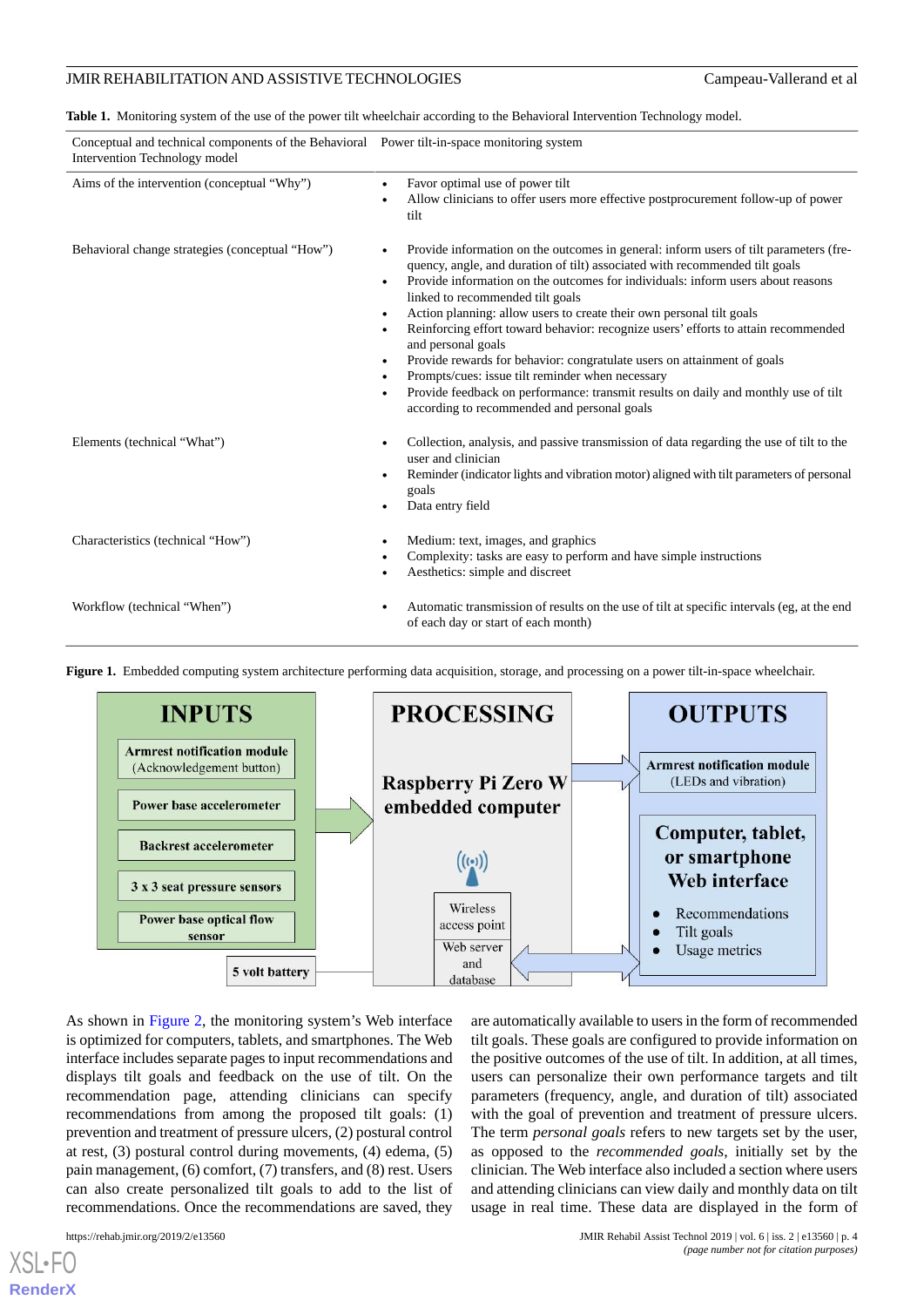**Table 1.** Monitoring system of the use of the power tilt wheelchair according to the Behavioral Intervention Technology model.

| Conceptual and technical components of the Behavioral Intervention Technology model | Power tilt-in-space monitoring system |
|---|---|
| Aims of the intervention (conceptual "Why") | • Favor optimal use of power tilt<br>• Allow clinicians to offer users more effective postprocurement follow-up of power tilt |
| Behavioral change strategies (conceptual "How") | • Provide information on the outcomes in general: inform users of tilt parameters (frequency, angle, and duration of tilt) associated with recommended tilt goals<br>• Provide information on the outcomes for individuals: inform users about reasons linked to recommended tilt goals<br>• Action planning: allow users to create their own personal tilt goals<br>• Reinforcing effort toward behavior: recognize users' efforts to attain recommended and personal goals<br>• Provide rewards for behavior: congratulate users on attainment of goals<br>• Prompts/cues: issue tilt reminder when necessary<br>• Provide feedback on performance: transmit results on daily and monthly use of tilt according to recommended and personal goals |
| Elements (technical "What") | • Collection, analysis, and passive transmission of data regarding the use of tilt to the user and clinician<br>• Reminder (indicator lights and vibration motor) aligned with tilt parameters of personal goals<br>• Data entry field |
| Characteristics (technical "How") | • Medium: text, images, and graphics<br>• Complexity: tasks are easy to perform and have simple instructions<br>• Aesthetics: simple and discreet |
| Workflow (technical "When") | • Automatic transmission of results on the use of tilt at specific intervals (eg, at the end of each day or start of each month) |

**Figure 1.** Embedded computing system architecture performing data acquisition, storage, and processing on a power tilt-in-space wheelchair.

As shown in Figure 2, the monitoring system's Web interface is optimized for computers, tablets, and smartphones. The Web interface includes separate pages to input recommendations and displays tilt goals and feedback on the use of tilt. On the recommendation page, attending clinicians can specify recommendations from among the proposed tilt goals: (1) prevention and treatment of pressure ulcers, (2) postural control at rest, (3) postural control during movements, (4) edema, (5) pain management, (6) comfort, (7) transfers, and (8) rest. Users can also create personalized tilt goals to add to the list of recommendations. Once the recommendations are saved, they are automatically available to users in the form of recommended tilt goals. These goals are configured to provide information on the positive outcomes of the use of tilt. In addition, at all times, users can personalize their own performance targets and tilt parameters (frequency, angle, and duration of tilt) associated with the goal of prevention and treatment of pressure ulcers. The term *personal goals* refers to new targets set by the user, as opposed to the *recommended goals*, initially set by the clinician. The Web interface also included a section where users and attending clinicians can view daily and monthly data on tilt usage in real time. These data are displayed in the form of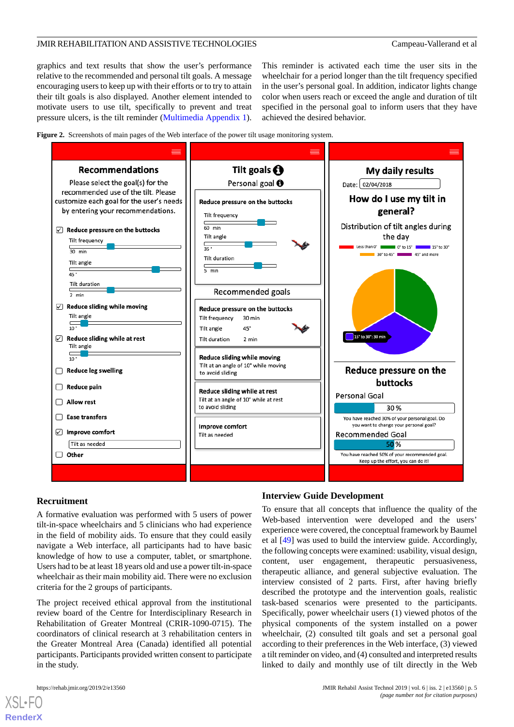graphics and text results that show the user's performance relative to the recommended and personal tilt goals. A message encouraging users to keep up with their efforts or to try to attain their tilt goals is also displayed. Another element intended to motivate users to use tilt, specifically to prevent and treat pressure ulcers, is the tilt reminder (Multimedia Appendix 1). This reminder is activated each time the user sits in the wheelchair for a period longer than the tilt frequency specified in the user's personal goal. In addition, indicator lights change color when users reach or exceed the angle and duration of tilt specified in the personal goal to inform users that they have achieved the desired behavior.

**Figure 2.** Screenshots of main pages of the Web interface of the power tilt usage monitoring system.

### Recruitment

A formative evaluation was performed with 5 users of power tilt-in-space wheelchairs and 5 clinicians who had experience in the field of mobility aids. To ensure that they could easily navigate a Web interface, all participants had to have basic knowledge of how to use a computer, tablet, or smartphone. Users had to be at least 18 years old and use a power tilt-in-space wheelchair as their main mobility aid. There were no exclusion criteria for the 2 groups of participants.

The project received ethical approval from the institutional review board of the Centre for Interdisciplinary Research in Rehabilitation of Greater Montreal (CRIR-1090-0715). The coordinators of clinical research at 3 rehabilitation centers in the Greater Montreal Area (Canada) identified all potential participants. Participants provided written consent to participate in the study.

### Interview Guide Development

To ensure that all concepts that influence the quality of the Web-based intervention were developed and the users' experience were covered, the conceptual framework by Baumel et al [49] was used to build the interview guide. Accordingly, the following concepts were examined: usability, visual design, content, user engagement, therapeutic persuasiveness, therapeutic alliance, and general subjective evaluation. The interview consisted of 2 parts. First, after having briefly described the prototype and the intervention goals, realistic task-based scenarios were presented to the participants. Specifically, power wheelchair users (1) viewed photos of the physical components of the system installed on a power wheelchair, (2) consulted tilt goals and set a personal goal according to their preferences in the Web interface, (3) viewed a tilt reminder on video, and (4) consulted and interpreted results linked to daily and monthly use of tilt directly in the Web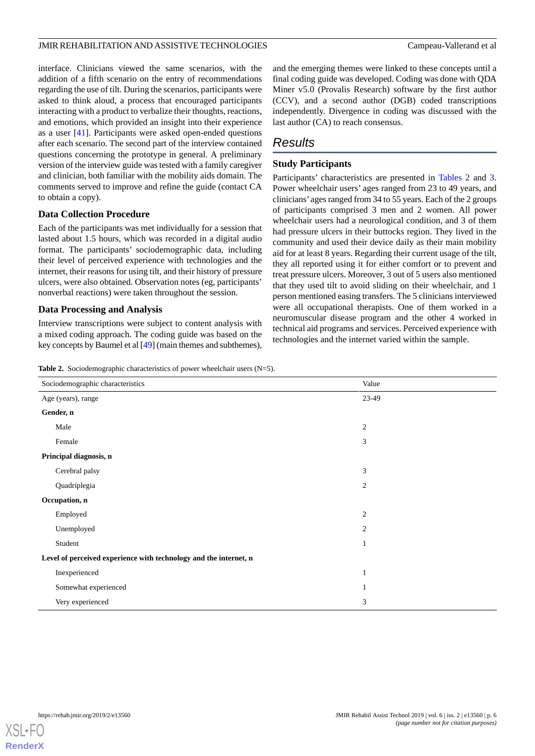interface. Clinicians viewed the same scenarios, with the addition of a fifth scenario on the entry of recommendations regarding the use of tilt. During the scenarios, participants were asked to think aloud, a process that encouraged participants interacting with a product to verbalize their thoughts, reactions, and emotions, which provided an insight into their experience as a user [41]. Participants were asked open-ended questions after each scenario. The second part of the interview contained questions concerning the prototype in general. A preliminary version of the interview guide was tested with a family caregiver and clinician, both familiar with the mobility aids domain. The comments served to improve and refine the guide (contact CA to obtain a copy).

### Data Collection Procedure

Each of the participants was met individually for a session that lasted about 1.5 hours, which was recorded in a digital audio format. The participants' sociodemographic data, including their level of perceived experience with technologies and the internet, their reasons for using tilt, and their history of pressure ulcers, were also obtained. Observation notes (eg, participants' nonverbal reactions) were taken throughout the session.

### Data Processing and Analysis

Interview transcriptions were subject to content analysis with a mixed coding approach. The coding guide was based on the key concepts by Baumel et al [49] (main themes and subthemes), and the emerging themes were linked to these concepts until a final coding guide was developed. Coding was done with QDA Miner v5.0 (Provalis Research) software by the first author (CCV), and a second author (DGB) coded transcriptions independently. Divergence in coding was discussed with the last author (CA) to reach consensus.

## Results

### Study Participants

Participants' characteristics are presented in Tables 2 and 3. Power wheelchair users' ages ranged from 23 to 49 years, and clinicians' ages ranged from 34 to 55 years. Each of the 2 groups of participants comprised 3 men and 2 women. All power wheelchair users had a neurological condition, and 3 of them had pressure ulcers in their buttocks region. They lived in the community and used their device daily as their main mobility aid for at least 8 years. Regarding their current usage of the tilt, they all reported using it for either comfort or to prevent and treat pressure ulcers. Moreover, 3 out of 5 users also mentioned that they used tilt to avoid sliding on their wheelchair, and 1 person mentioned easing transfers. The 5 clinicians interviewed were all occupational therapists. One of them worked in a neuromuscular disease program and the other 4 worked in technical aid programs and services. Perceived experience with technologies and the internet varied within the sample.

**Table 2.** Sociodemographic characteristics of power wheelchair users (N=5).

| Sociodemographic characteristics | Value |
|---|---|
| Age (years), range | 23-49 |
| **Gender, n** | |
| Male | 2 |
| Female | 3 |
| **Principal diagnosis, n** | |
| Cerebral palsy | 3 |
| Quadriplegia | 2 |
| **Occupation, n** | |
| Employed | 2 |
| Unemployed | 2 |
| Student | 1 |
| **Level of perceived experience with technology and the internet, n** | |
| Inexperienced | 1 |
| Somewhat experienced | 1 |
| Very experienced | 3 |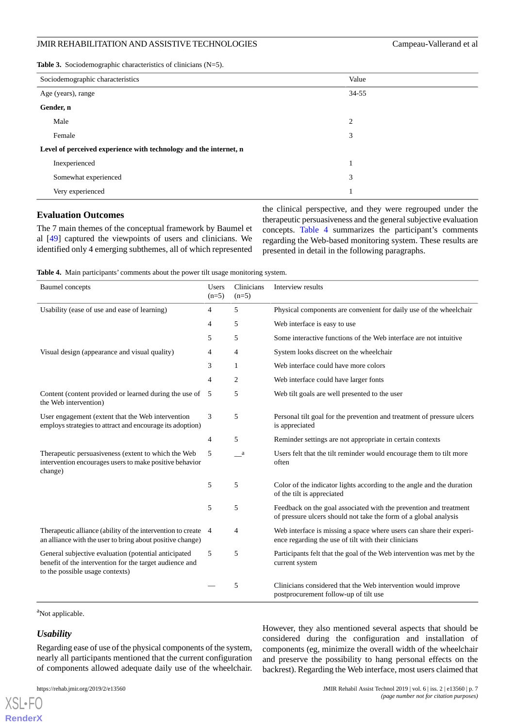**Table 3.** Sociodemographic characteristics of clinicians (N=5).

| Sociodemographic characteristics | Value |
|---|---|
| Age (years), range | 34-55 |
| **Gender, n** | |
| Male | 2 |
| Female | 3 |
| **Level of perceived experience with technology and the internet, n** | |
| Inexperienced | 1 |
| Somewhat experienced | 3 |
| Very experienced | 1 |

### Evaluation Outcomes

The 7 main themes of the conceptual framework by Baumel et al [49] captured the viewpoints of users and clinicians. We identified only 4 emerging subthemes, all of which represented the clinical perspective, and they were regrouped under the therapeutic persuasiveness and the general subjective evaluation concepts. Table 4 summarizes the participant's comments regarding the Web-based monitoring system. These results are presented in detail in the following paragraphs.

**Table 4.** Main participants' comments about the power tilt usage monitoring system.

| Baumel concepts | Users (n=5) | Clinicians (n=5) | Interview results |
|---|---|---|---|
| Usability (ease of use and ease of learning) | 4 | 5 | Physical components are convenient for daily use of the wheelchair |
| | 4 | 5 | Web interface is easy to use |
| | 5 | 5 | Some interactive functions of the Web interface are not intuitive |
| Visual design (appearance and visual quality) | 4 | 4 | System looks discreet on the wheelchair |
| | 3 | 1 | Web interface could have more colors |
| | 4 | 2 | Web interface could have larger fonts |
| Content (content provided or learned during the use of the Web intervention) | 5 | 5 | Web tilt goals are well presented to the user |
| User engagement (extent that the Web intervention employs strategies to attract and encourage its adoption) | 3 | 5 | Personal tilt goal for the prevention and treatment of pressure ulcers is appreciated |
| | 4 | 5 | Reminder settings are not appropriate in certain contexts |
| Therapeutic persuasiveness (extent to which the Web intervention encourages users to make positive behavior change) | 5 | —[a] | Users felt that the tilt reminder would encourage them to tilt more often |
| | 5 | 5 | Color of the indicator lights according to the angle and the duration of the tilt is appreciated |
| | 5 | 5 | Feedback on the goal associated with the prevention and treatment of pressure ulcers should not take the form of a global analysis |
| Therapeutic alliance (ability of the intervention to create an alliance with the user to bring about positive change) | 4 | 4 | Web interface is missing a space where users can share their experience regarding the use of tilt with their clinicians |
| General subjective evaluation (potential anticipated benefit of the intervention for the target audience and to the possible usage contexts) | 5 | 5 | Participants felt that the goal of the Web intervention was met by the current system |
| | — | 5 | Clinicians considered that the Web intervention would improve postprocurement follow-up of tilt use |

[a]Not applicable.

### *Usability*

Regarding ease of use of the physical components of the system, nearly all participants mentioned that the current configuration of components allowed adequate daily use of the wheelchair. However, they also mentioned several aspects that should be considered during the configuration and installation of components (eg, minimize the overall width of the wheelchair and preserve the possibility to hang personal effects on the backrest). Regarding the Web interface, most users claimed that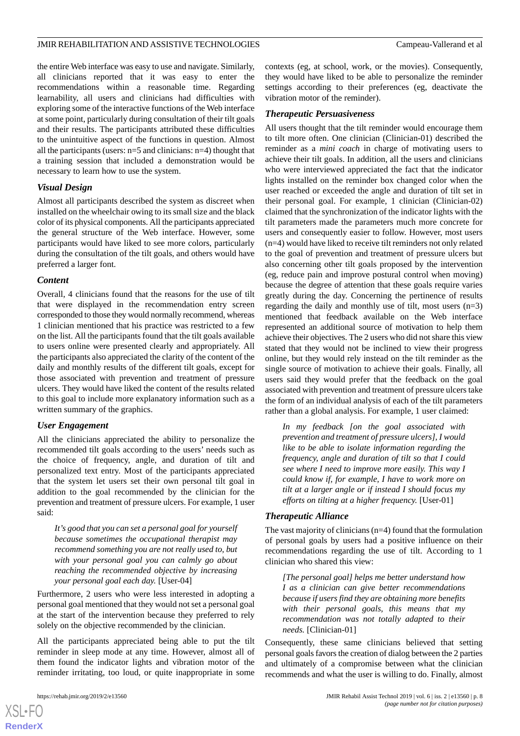the entire Web interface was easy to use and navigate. Similarly, all clinicians reported that it was easy to enter the recommendations within a reasonable time. Regarding learnability, all users and clinicians had difficulties with exploring some of the interactive functions of the Web interface at some point, particularly during consultation of their tilt goals and their results. The participants attributed these difficulties to the unintuitive aspect of the functions in question. Almost all the participants (users: n=5 and clinicians: n=4) thought that a training session that included a demonstration would be necessary to learn how to use the system.

### Visual Design

Almost all participants described the system as discreet when installed on the wheelchair owing to its small size and the black color of its physical components. All the participants appreciated the general structure of the Web interface. However, some participants would have liked to see more colors, particularly during the consultation of the tilt goals, and others would have preferred a larger font.

### Content

Overall, 4 clinicians found that the reasons for the use of tilt that were displayed in the recommendation entry screen corresponded to those they would normally recommend, whereas 1 clinician mentioned that his practice was restricted to a few on the list. All the participants found that the tilt goals available to users online were presented clearly and appropriately. All the participants also appreciated the clarity of the content of the daily and monthly results of the different tilt goals, except for those associated with prevention and treatment of pressure ulcers. They would have liked the content of the results related to this goal to include more explanatory information such as a written summary of the graphics.

### User Engagement

All the clinicians appreciated the ability to personalize the recommended tilt goals according to the users' needs such as the choice of frequency, angle, and duration of tilt and personalized text entry. Most of the participants appreciated that the system let users set their own personal tilt goal in addition to the goal recommended by the clinician for the prevention and treatment of pressure ulcers. For example, 1 user said:

> *It's good that you can set a personal goal for yourself because sometimes the occupational therapist may recommend something you are not really used to, but with your personal goal you can calmly go about reaching the recommended objective by increasing your personal goal each day.* [User-04]

Furthermore, 2 users who were less interested in adopting a personal goal mentioned that they would not set a personal goal at the start of the intervention because they preferred to rely solely on the objective recommended by the clinician.

All the participants appreciated being able to put the tilt reminder in sleep mode at any time. However, almost all of them found the indicator lights and vibration motor of the reminder irritating, too loud, or quite inappropriate in some contexts (eg, at school, work, or the movies). Consequently, they would have liked to be able to personalize the reminder settings according to their preferences (eg, deactivate the vibration motor of the reminder).

### Therapeutic Persuasiveness

All users thought that the tilt reminder would encourage them to tilt more often. One clinician (Clinician-01) described the reminder as a *mini coach* in charge of motivating users to achieve their tilt goals. In addition, all the users and clinicians who were interviewed appreciated the fact that the indicator lights installed on the reminder box changed color when the user reached or exceeded the angle and duration of tilt set in their personal goal. For example, 1 clinician (Clinician-02) claimed that the synchronization of the indicator lights with the tilt parameters made the parameters much more concrete for users and consequently easier to follow. However, most users (n=4) would have liked to receive tilt reminders not only related to the goal of prevention and treatment of pressure ulcers but also concerning other tilt goals proposed by the intervention (eg, reduce pain and improve postural control when moving) because the degree of attention that these goals require varies greatly during the day. Concerning the pertinence of results regarding the daily and monthly use of tilt, most users (n=3) mentioned that feedback available on the Web interface represented an additional source of motivation to help them achieve their objectives. The 2 users who did not share this view stated that they would not be inclined to view their progress online, but they would rely instead on the tilt reminder as the single source of motivation to achieve their goals. Finally, all users said they would prefer that the feedback on the goal associated with prevention and treatment of pressure ulcers take the form of an individual analysis of each of the tilt parameters rather than a global analysis. For example, 1 user claimed:

> *In my feedback [on the goal associated with prevention and treatment of pressure ulcers], I would like to be able to isolate information regarding the frequency, angle and duration of tilt so that I could see where I need to improve more easily. This way I could know if, for example, I have to work more on tilt at a larger angle or if instead I should focus my efforts on tilting at a higher frequency.* [User-01]

### Therapeutic Alliance

The vast majority of clinicians (n=4) found that the formulation of personal goals by users had a positive influence on their recommendations regarding the use of tilt. According to 1 clinician who shared this view:

> *[The personal goal] helps me better understand how I as a clinician can give better recommendations because if users find they are obtaining more benefits with their personal goals, this means that my recommendation was not totally adapted to their needs.* [Clinician-01]

Consequently, these same clinicians believed that setting personal goals favors the creation of dialog between the 2 parties and ultimately of a compromise between what the clinician recommends and what the user is willing to do. Finally, almost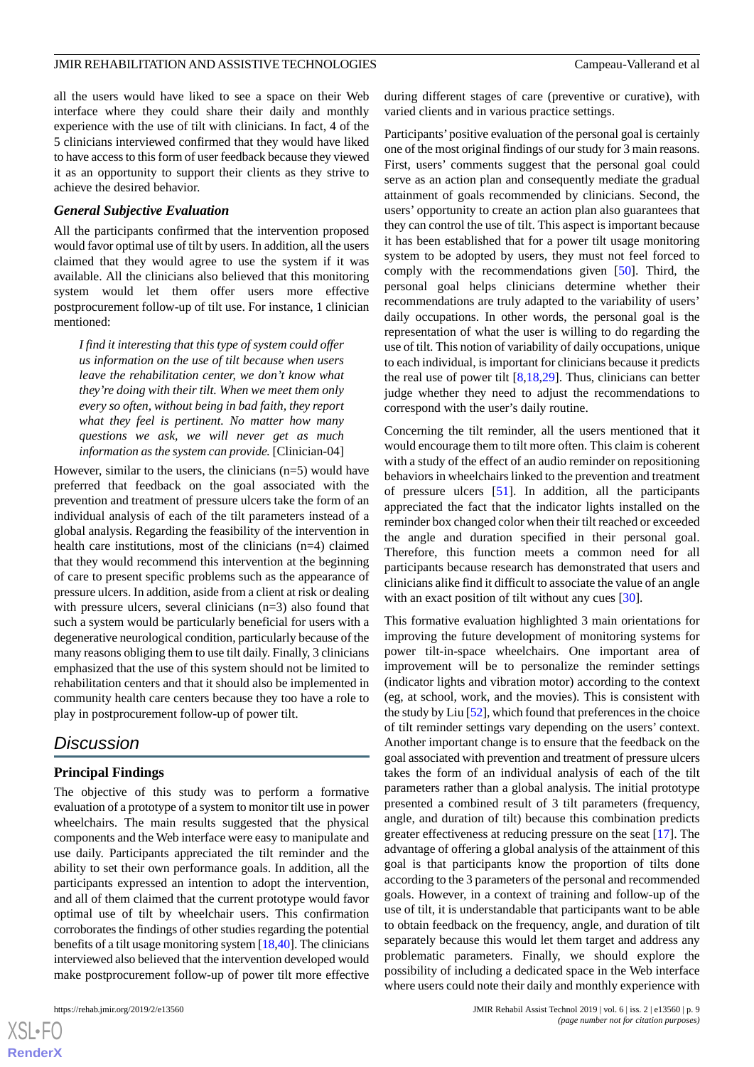all the users would have liked to see a space on their Web interface where they could share their daily and monthly experience with the use of tilt with clinicians. In fact, 4 of the 5 clinicians interviewed confirmed that they would have liked to have access to this form of user feedback because they viewed it as an opportunity to support their clients as they strive to achieve the desired behavior.

### General Subjective Evaluation

All the participants confirmed that the intervention proposed would favor optimal use of tilt by users. In addition, all the users claimed that they would agree to use the system if it was available. All the clinicians also believed that this monitoring system would let them offer users more effective postprocurement follow-up of tilt use. For instance, 1 clinician mentioned:

> *I find it interesting that this type of system could offer us information on the use of tilt because when users leave the rehabilitation center, we don't know what they're doing with their tilt. When we meet them only every so often, without being in bad faith, they report what they feel is pertinent. No matter how many questions we ask, we will never get as much information as the system can provide.* [Clinician-04]

However, similar to the users, the clinicians (n=5) would have preferred that feedback on the goal associated with the prevention and treatment of pressure ulcers take the form of an individual analysis of each of the tilt parameters instead of a global analysis. Regarding the feasibility of the intervention in health care institutions, most of the clinicians (n=4) claimed that they would recommend this intervention at the beginning of care to present specific problems such as the appearance of pressure ulcers. In addition, aside from a client at risk or dealing with pressure ulcers, several clinicians (n=3) also found that such a system would be particularly beneficial for users with a degenerative neurological condition, particularly because of the many reasons obliging them to use tilt daily. Finally, 3 clinicians emphasized that the use of this system should not be limited to rehabilitation centers and that it should also be implemented in community health care centers because they too have a role to play in postprocurement follow-up of power tilt.

## Discussion

### Principal Findings

The objective of this study was to perform a formative evaluation of a prototype of a system to monitor tilt use in power wheelchairs. The main results suggested that the physical components and the Web interface were easy to manipulate and use daily. Participants appreciated the tilt reminder and the ability to set their own performance goals. In addition, all the participants expressed an intention to adopt the intervention, and all of them claimed that the current prototype would favor optimal use of tilt by wheelchair users. This confirmation corroborates the findings of other studies regarding the potential benefits of a tilt usage monitoring system [18,40]. The clinicians interviewed also believed that the intervention developed would make postprocurement follow-up of power tilt more effective during different stages of care (preventive or curative), with varied clients and in various practice settings.

Participants' positive evaluation of the personal goal is certainly one of the most original findings of our study for 3 main reasons. First, users' comments suggest that the personal goal could serve as an action plan and consequently mediate the gradual attainment of goals recommended by clinicians. Second, the users' opportunity to create an action plan also guarantees that they can control the use of tilt. This aspect is important because it has been established that for a power tilt usage monitoring system to be adopted by users, they must not feel forced to comply with the recommendations given [50]. Third, the personal goal helps clinicians determine whether their recommendations are truly adapted to the variability of users' daily occupations. In other words, the personal goal is the representation of what the user is willing to do regarding the use of tilt. This notion of variability of daily occupations, unique to each individual, is important for clinicians because it predicts the real use of power tilt [8,18,29]. Thus, clinicians can better judge whether they need to adjust the recommendations to correspond with the user's daily routine.

Concerning the tilt reminder, all the users mentioned that it would encourage them to tilt more often. This claim is coherent with a study of the effect of an audio reminder on repositioning behaviors in wheelchairs linked to the prevention and treatment of pressure ulcers [51]. In addition, all the participants appreciated the fact that the indicator lights installed on the reminder box changed color when their tilt reached or exceeded the angle and duration specified in their personal goal. Therefore, this function meets a common need for all participants because research has demonstrated that users and clinicians alike find it difficult to associate the value of an angle with an exact position of tilt without any cues [30].

This formative evaluation highlighted 3 main orientations for improving the future development of monitoring systems for power tilt-in-space wheelchairs. One important area of improvement will be to personalize the reminder settings (indicator lights and vibration motor) according to the context (eg, at school, work, and the movies). This is consistent with the study by Liu [52], which found that preferences in the choice of tilt reminder settings vary depending on the users' context. Another important change is to ensure that the feedback on the goal associated with prevention and treatment of pressure ulcers takes the form of an individual analysis of each of the tilt parameters rather than a global analysis. The initial prototype presented a combined result of 3 tilt parameters (frequency, angle, and duration of tilt) because this combination predicts greater effectiveness at reducing pressure on the seat [17]. The advantage of offering a global analysis of the attainment of this goal is that participants know the proportion of tilts done according to the 3 parameters of the personal and recommended goals. However, in a context of training and follow-up of the use of tilt, it is understandable that participants want to be able to obtain feedback on the frequency, angle, and duration of tilt separately because this would let them target and address any problematic parameters. Finally, we should explore the possibility of including a dedicated space in the Web interface where users could note their daily and monthly experience with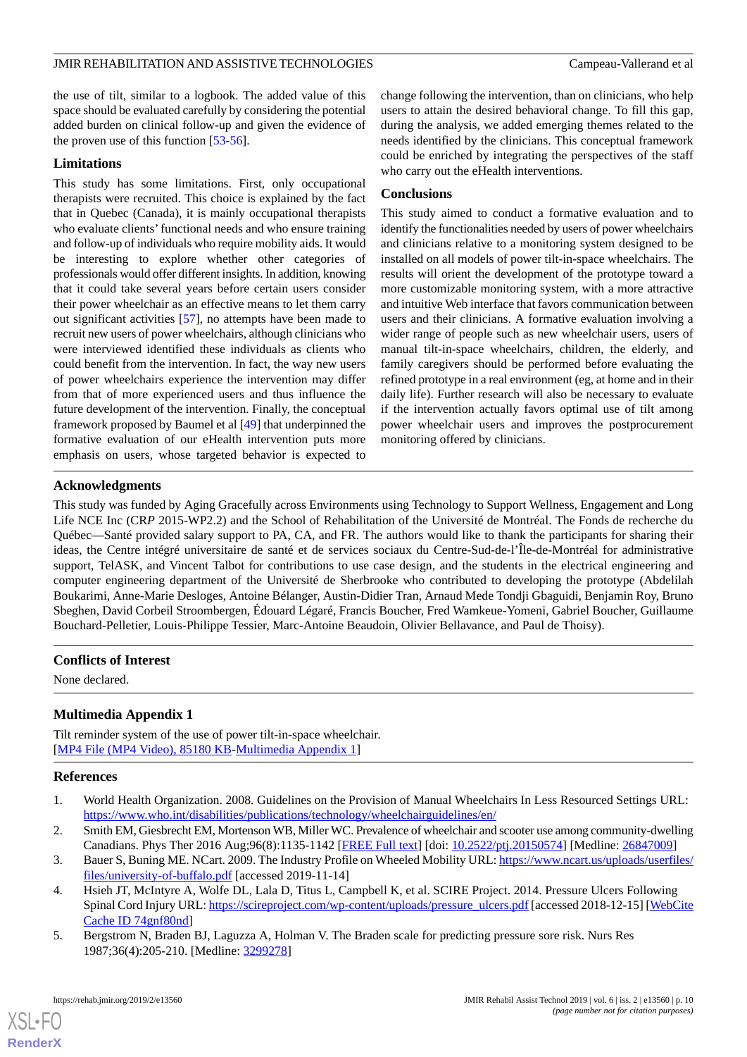the use of tilt, similar to a logbook. The added value of this space should be evaluated carefully by considering the potential added burden on clinical follow-up and given the evidence of the proven use of this function [53-56].

## Limitations

This study has some limitations. First, only occupational therapists were recruited. This choice is explained by the fact that in Quebec (Canada), it is mainly occupational therapists who evaluate clients' functional needs and who ensure training and follow-up of individuals who require mobility aids. It would be interesting to explore whether other categories of professionals would offer different insights. In addition, knowing that it could take several years before certain users consider their power wheelchair as an effective means to let them carry out significant activities [57], no attempts have been made to recruit new users of power wheelchairs, although clinicians who were interviewed identified these individuals as clients who could benefit from the intervention. In fact, the way new users of power wheelchairs experience the intervention may differ from that of more experienced users and thus influence the future development of the intervention. Finally, the conceptual framework proposed by Baumel et al [49] that underpinned the formative evaluation of our eHealth intervention puts more emphasis on users, whose targeted behavior is expected to change following the intervention, than on clinicians, who help users to attain the desired behavioral change. To fill this gap, during the analysis, we added emerging themes related to the needs identified by the clinicians. This conceptual framework could be enriched by integrating the perspectives of the staff who carry out the eHealth interventions.

## Conclusions

This study aimed to conduct a formative evaluation and to identify the functionalities needed by users of power wheelchairs and clinicians relative to a monitoring system designed to be installed on all models of power tilt-in-space wheelchairs. The results will orient the development of the prototype toward a more customizable monitoring system, with a more attractive and intuitive Web interface that favors communication between users and their clinicians. A formative evaluation involving a wider range of people such as new wheelchair users, users of manual tilt-in-space wheelchairs, children, the elderly, and family caregivers should be performed before evaluating the refined prototype in a real environment (eg, at home and in their daily life). Further research will also be necessary to evaluate if the intervention actually favors optimal use of tilt among power wheelchair users and improves the postprocurement monitoring offered by clinicians.

## Acknowledgments

This study was funded by Aging Gracefully across Environments using Technology to Support Wellness, Engagement and Long Life NCE Inc (CR*P* 2015-WP2.2) and the School of Rehabilitation of the Université de Montréal. The Fonds de recherche du Québec—Santé provided salary support to PA, CA, and FR. The authors would like to thank the participants for sharing their ideas, the Centre intégré universitaire de santé et de services sociaux du Centre-Sud-de-l'Île-de-Montréal for administrative support, TelASK, and Vincent Talbot for contributions to use case design, and the students in the electrical engineering and computer engineering department of the Université de Sherbrooke who contributed to developing the prototype (Abdelilah Boukarimi, Anne-Marie Desloges, Antoine Bélanger, Austin-Didier Tran, Arnaud Mede Tondji Gbaguidi, Benjamin Roy, Bruno Sbeghen, David Corbeil Stroombergen, Édouard Légaré, Francis Boucher, Fred Wamkeue-Yomeni, Gabriel Boucher, Guillaume Bouchard-Pelletier, Louis-Philippe Tessier, Marc-Antoine Beaudoin, Olivier Bellavance, and Paul de Thoisy).

## Conflicts of Interest

None declared.

## Multimedia Appendix 1

Tilt reminder system of the use of power tilt-in-space wheelchair.
[MP4 File (MP4 Video), 85180 KB-Multimedia Appendix 1]

## References

1. World Health Organization. 2008. Guidelines on the Provision of Manual Wheelchairs In Less Resourced Settings URL: https://www.who.int/disabilities/publications/technology/wheelchairguidelines/en/
2. Smith EM, Giesbrecht EM, Mortenson WB, Miller WC. Prevalence of wheelchair and scooter use among community-dwelling Canadians. Phys Ther 2016 Aug;96(8):1135-1142 [FREE Full text] [doi: 10.2522/ptj.20150574] [Medline: 26847009]
3. Bauer S, Buning ME. NCart. 2009. The Industry Profile on Wheeled Mobility URL: https://www.ncart.us/uploads/userfiles/files/university-of-buffalo.pdf [accessed 2019-11-14]
4. Hsieh JT, McIntyre A, Wolfe DL, Lala D, Titus L, Campbell K, et al. SCIRE Project. 2014. Pressure Ulcers Following Spinal Cord Injury URL: https://scireproject.com/wp-content/uploads/pressure_ulcers.pdf [accessed 2018-12-15] [WebCite Cache ID 74gnf80nd]
5. Bergstrom N, Braden BJ, Laguzza A, Holman V. The Braden scale for predicting pressure sore risk. Nurs Res 1987;36(4):205-210. [Medline: 3299278]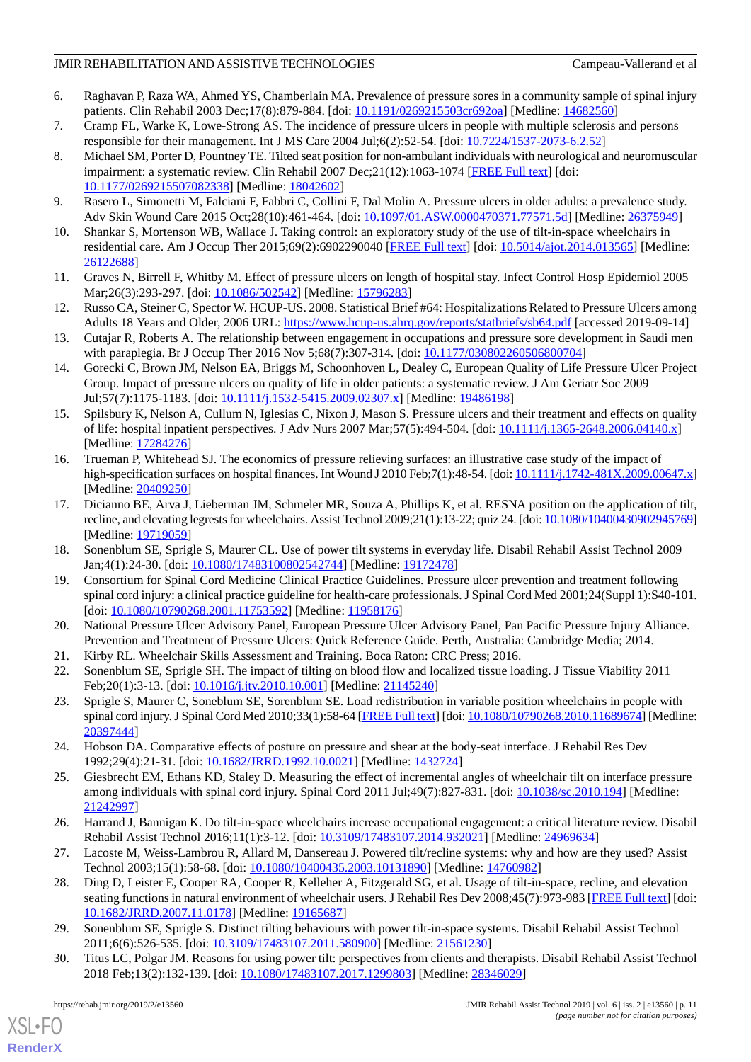6. Raghavan P, Raza WA, Ahmed YS, Chamberlain MA. Prevalence of pressure sores in a community sample of spinal injury patients. Clin Rehabil 2003 Dec;17(8):879-884. [doi: 10.1191/0269215503cr692oa] [Medline: 14682560]
7. Cramp FL, Warke K, Lowe-Strong AS. The incidence of pressure ulcers in people with multiple sclerosis and persons responsible for their management. Int J MS Care 2004 Jul;6(2):52-54. [doi: 10.7224/1537-2073-6.2.52]
8. Michael SM, Porter D, Pountney TE. Tilted seat position for non-ambulant individuals with neurological and neuromuscular impairment: a systematic review. Clin Rehabil 2007 Dec;21(12):1063-1074 [FREE Full text] [doi: 10.1177/0269215507082338] [Medline: 18042602]
9. Rasero L, Simonetti M, Falciani F, Fabbri C, Collini F, Dal Molin A. Pressure ulcers in older adults: a prevalence study. Adv Skin Wound Care 2015 Oct;28(10):461-464. [doi: 10.1097/01.ASW.0000470371.77571.5d] [Medline: 26375949]
10. Shankar S, Mortenson WB, Wallace J. Taking control: an exploratory study of the use of tilt-in-space wheelchairs in residential care. Am J Occup Ther 2015;69(2):6902290040 [FREE Full text] [doi: 10.5014/ajot.2014.013565] [Medline: 26122688]
11. Graves N, Birrell F, Whitby M. Effect of pressure ulcers on length of hospital stay. Infect Control Hosp Epidemiol 2005 Mar;26(3):293-297. [doi: 10.1086/502542] [Medline: 15796283]
12. Russo CA, Steiner C, Spector W. HCUP-US. 2008. Statistical Brief #64: Hospitalizations Related to Pressure Ulcers among Adults 18 Years and Older, 2006 URL: https://www.hcup-us.ahrq.gov/reports/statbriefs/sb64.pdf [accessed 2019-09-14]
13. Cutajar R, Roberts A. The relationship between engagement in occupations and pressure sore development in Saudi men with paraplegia. Br J Occup Ther 2016 Nov 5;68(7):307-314. [doi: 10.1177/030802260506800704]
14. Gorecki C, Brown JM, Nelson EA, Briggs M, Schoonhoven L, Dealey C, European Quality of Life Pressure Ulcer Project Group. Impact of pressure ulcers on quality of life in older patients: a systematic review. J Am Geriatr Soc 2009 Jul;57(7):1175-1183. [doi: 10.1111/j.1532-5415.2009.02307.x] [Medline: 19486198]
15. Spilsbury K, Nelson A, Cullum N, Iglesias C, Nixon J, Mason S. Pressure ulcers and their treatment and effects on quality of life: hospital inpatient perspectives. J Adv Nurs 2007 Mar;57(5):494-504. [doi: 10.1111/j.1365-2648.2006.04140.x] [Medline: 17284276]
16. Trueman P, Whitehead SJ. The economics of pressure relieving surfaces: an illustrative case study of the impact of high-specification surfaces on hospital finances. Int Wound J 2010 Feb;7(1):48-54. [doi: 10.1111/j.1742-481X.2009.00647.x] [Medline: 20409250]
17. Dicianno BE, Arva J, Lieberman JM, Schmeler MR, Souza A, Phillips K, et al. RESNA position on the application of tilt, recline, and elevating legrests for wheelchairs. Assist Technol 2009;21(1):13-22; quiz 24. [doi: 10.1080/10400430902945769] [Medline: 19719059]
18. Sonenblum SE, Sprigle S, Maurer CL. Use of power tilt systems in everyday life. Disabil Rehabil Assist Technol 2009 Jan;4(1):24-30. [doi: 10.1080/17483100802542744] [Medline: 19172478]
19. Consortium for Spinal Cord Medicine Clinical Practice Guidelines. Pressure ulcer prevention and treatment following spinal cord injury: a clinical practice guideline for health-care professionals. J Spinal Cord Med 2001;24(Suppl 1):S40-101. [doi: 10.1080/10790268.2001.11753592] [Medline: 11958176]
20. National Pressure Ulcer Advisory Panel, European Pressure Ulcer Advisory Panel, Pan Pacific Pressure Injury Alliance. Prevention and Treatment of Pressure Ulcers: Quick Reference Guide. Perth, Australia: Cambridge Media; 2014.
21. Kirby RL. Wheelchair Skills Assessment and Training. Boca Raton: CRC Press; 2016.
22. Sonenblum SE, Sprigle SH. The impact of tilting on blood flow and localized tissue loading. J Tissue Viability 2011 Feb;20(1):3-13. [doi: 10.1016/j.jtv.2010.10.001] [Medline: 21145240]
23. Sprigle S, Maurer C, Soneblum SE, Sorenblum SE. Load redistribution in variable position wheelchairs in people with spinal cord injury. J Spinal Cord Med 2010;33(1):58-64 [FREE Full text] [doi: 10.1080/10790268.2010.11689674] [Medline: 20397444]
24. Hobson DA. Comparative effects of posture on pressure and shear at the body-seat interface. J Rehabil Res Dev 1992;29(4):21-31. [doi: 10.1682/JRRD.1992.10.0021] [Medline: 1432724]
25. Giesbrecht EM, Ethans KD, Staley D. Measuring the effect of incremental angles of wheelchair tilt on interface pressure among individuals with spinal cord injury. Spinal Cord 2011 Jul;49(7):827-831. [doi: 10.1038/sc.2010.194] [Medline: 21242997]
26. Harrand J, Bannigan K. Do tilt-in-space wheelchairs increase occupational engagement: a critical literature review. Disabil Rehabil Assist Technol 2016;11(1):3-12. [doi: 10.3109/17483107.2014.932021] [Medline: 24969634]
27. Lacoste M, Weiss-Lambrou R, Allard M, Dansereau J. Powered tilt/recline systems: why and how are they used? Assist Technol 2003;15(1):58-68. [doi: 10.1080/10400435.2003.10131890] [Medline: 14760982]
28. Ding D, Leister E, Cooper RA, Cooper R, Kelleher A, Fitzgerald SG, et al. Usage of tilt-in-space, recline, and elevation seating functions in natural environment of wheelchair users. J Rehabil Res Dev 2008;45(7):973-983 [FREE Full text] [doi: 10.1682/JRRD.2007.11.0178] [Medline: 19165687]
29. Sonenblum SE, Sprigle S. Distinct tilting behaviours with power tilt-in-space systems. Disabil Rehabil Assist Technol 2011;6(6):526-535. [doi: 10.3109/17483107.2011.580900] [Medline: 21561230]
30. Titus LC, Polgar JM. Reasons for using power tilt: perspectives from clients and therapists. Disabil Rehabil Assist Technol 2018 Feb;13(2):132-139. [doi: 10.1080/17483107.2017.1299803] [Medline: 28346029]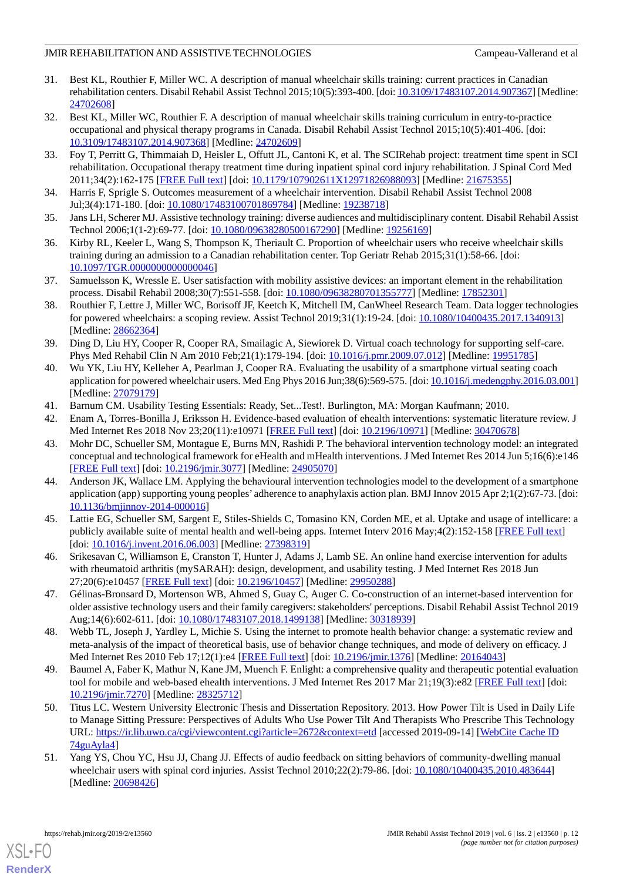31. Best KL, Routhier F, Miller WC. A description of manual wheelchair skills training: current practices in Canadian rehabilitation centers. Disabil Rehabil Assist Technol 2015;10(5):393-400. [doi: 10.3109/17483107.2014.907367] [Medline: 24702608]
32. Best KL, Miller WC, Routhier F. A description of manual wheelchair skills training curriculum in entry-to-practice occupational and physical therapy programs in Canada. Disabil Rehabil Assist Technol 2015;10(5):401-406. [doi: 10.3109/17483107.2014.907368] [Medline: 24702609]
33. Foy T, Perritt G, Thimmaiah D, Heisler L, Offutt JL, Cantoni K, et al. The SCIRehab project: treatment time spent in SCI rehabilitation. Occupational therapy treatment time during inpatient spinal cord injury rehabilitation. J Spinal Cord Med 2011;34(2):162-175 [FREE Full text] [doi: 10.1179/107902611X12971826988093] [Medline: 21675355]
34. Harris F, Sprigle S. Outcomes measurement of a wheelchair intervention. Disabil Rehabil Assist Technol 2008 Jul;3(4):171-180. [doi: 10.1080/17483100701869784] [Medline: 19238718]
35. Jans LH, Scherer MJ. Assistive technology training: diverse audiences and multidisciplinary content. Disabil Rehabil Assist Technol 2006;1(1-2):69-77. [doi: 10.1080/09638280500167290] [Medline: 19256169]
36. Kirby RL, Keeler L, Wang S, Thompson K, Theriault C. Proportion of wheelchair users who receive wheelchair skills training during an admission to a Canadian rehabilitation center. Top Geriatr Rehab 2015;31(1):58-66. [doi: 10.1097/TGR.0000000000000046]
37. Samuelsson K, Wressle E. User satisfaction with mobility assistive devices: an important element in the rehabilitation process. Disabil Rehabil 2008;30(7):551-558. [doi: 10.1080/09638280701355777] [Medline: 17852301]
38. Routhier F, Lettre J, Miller WC, Borisoff JF, Keetch K, Mitchell IM, CanWheel Research Team. Data logger technologies for powered wheelchairs: a scoping review. Assist Technol 2019;31(1):19-24. [doi: 10.1080/10400435.2017.1340913] [Medline: 28662364]
39. Ding D, Liu HY, Cooper R, Cooper RA, Smailagic A, Siewiorek D. Virtual coach technology for supporting self-care. Phys Med Rehabil Clin N Am 2010 Feb;21(1):179-194. [doi: 10.1016/j.pmr.2009.07.012] [Medline: 19951785]
40. Wu YK, Liu HY, Kelleher A, Pearlman J, Cooper RA. Evaluating the usability of a smartphone virtual seating coach application for powered wheelchair users. Med Eng Phys 2016 Jun;38(6):569-575. [doi: 10.1016/j.medengphy.2016.03.001] [Medline: 27079179]
41. Barnum CM. Usability Testing Essentials: Ready, Set...Test!. Burlington, MA: Morgan Kaufmann; 2010.
42. Enam A, Torres-Bonilla J, Eriksson H. Evidence-based evaluation of ehealth interventions: systematic literature review. J Med Internet Res 2018 Nov 23;20(11):e10971 [FREE Full text] [doi: 10.2196/10971] [Medline: 30470678]
43. Mohr DC, Schueller SM, Montague E, Burns MN, Rashidi P. The behavioral intervention technology model: an integrated conceptual and technological framework for eHealth and mHealth interventions. J Med Internet Res 2014 Jun 5;16(6):e146 [FREE Full text] [doi: 10.2196/jmir.3077] [Medline: 24905070]
44. Anderson JK, Wallace LM. Applying the behavioural intervention technologies model to the development of a smartphone application (app) supporting young peoples' adherence to anaphylaxis action plan. BMJ Innov 2015 Apr 2;1(2):67-73. [doi: 10.1136/bmjinnov-2014-000016]
45. Lattie EG, Schueller SM, Sargent E, Stiles-Shields C, Tomasino KN, Corden ME, et al. Uptake and usage of intellicare: a publicly available suite of mental health and well-being apps. Internet Interv 2016 May;4(2):152-158 [FREE Full text] [doi: 10.1016/j.invent.2016.06.003] [Medline: 27398319]
46. Srikesavan C, Williamson E, Cranston T, Hunter J, Adams J, Lamb SE. An online hand exercise intervention for adults with rheumatoid arthritis (mySARAH): design, development, and usability testing. J Med Internet Res 2018 Jun 27;20(6):e10457 [FREE Full text] [doi: 10.2196/10457] [Medline: 29950288]
47. Gélinas-Bronsard D, Mortenson WB, Ahmed S, Guay C, Auger C. Co-construction of an internet-based intervention for older assistive technology users and their family caregivers: stakeholders' perceptions. Disabil Rehabil Assist Technol 2019 Aug;14(6):602-611. [doi: 10.1080/17483107.2018.1499138] [Medline: 30318939]
48. Webb TL, Joseph J, Yardley L, Michie S. Using the internet to promote health behavior change: a systematic review and meta-analysis of the impact of theoretical basis, use of behavior change techniques, and mode of delivery on efficacy. J Med Internet Res 2010 Feb 17;12(1):e4 [FREE Full text] [doi: 10.2196/jmir.1376] [Medline: 20164043]
49. Baumel A, Faber K, Mathur N, Kane JM, Muench F. Enlight: a comprehensive quality and therapeutic potential evaluation tool for mobile and web-based ehealth interventions. J Med Internet Res 2017 Mar 21;19(3):e82 [FREE Full text] [doi: 10.2196/jmir.7270] [Medline: 28325712]
50. Titus LC. Western University Electronic Thesis and Dissertation Repository. 2013. How Power Tilt is Used in Daily Life to Manage Sitting Pressure: Perspectives of Adults Who Use Power Tilt And Therapists Who Prescribe This Technology URL: https://ir.lib.uwo.ca/cgi/viewcontent.cgi?article=2672&context=etd [accessed 2019-09-14] [WebCite Cache ID 74guAyla4]
51. Yang YS, Chou YC, Hsu JJ, Chang JJ. Effects of audio feedback on sitting behaviors of community-dwelling manual wheelchair users with spinal cord injuries. Assist Technol 2010;22(2):79-86. [doi: 10.1080/10400435.2010.483644] [Medline: 20698426]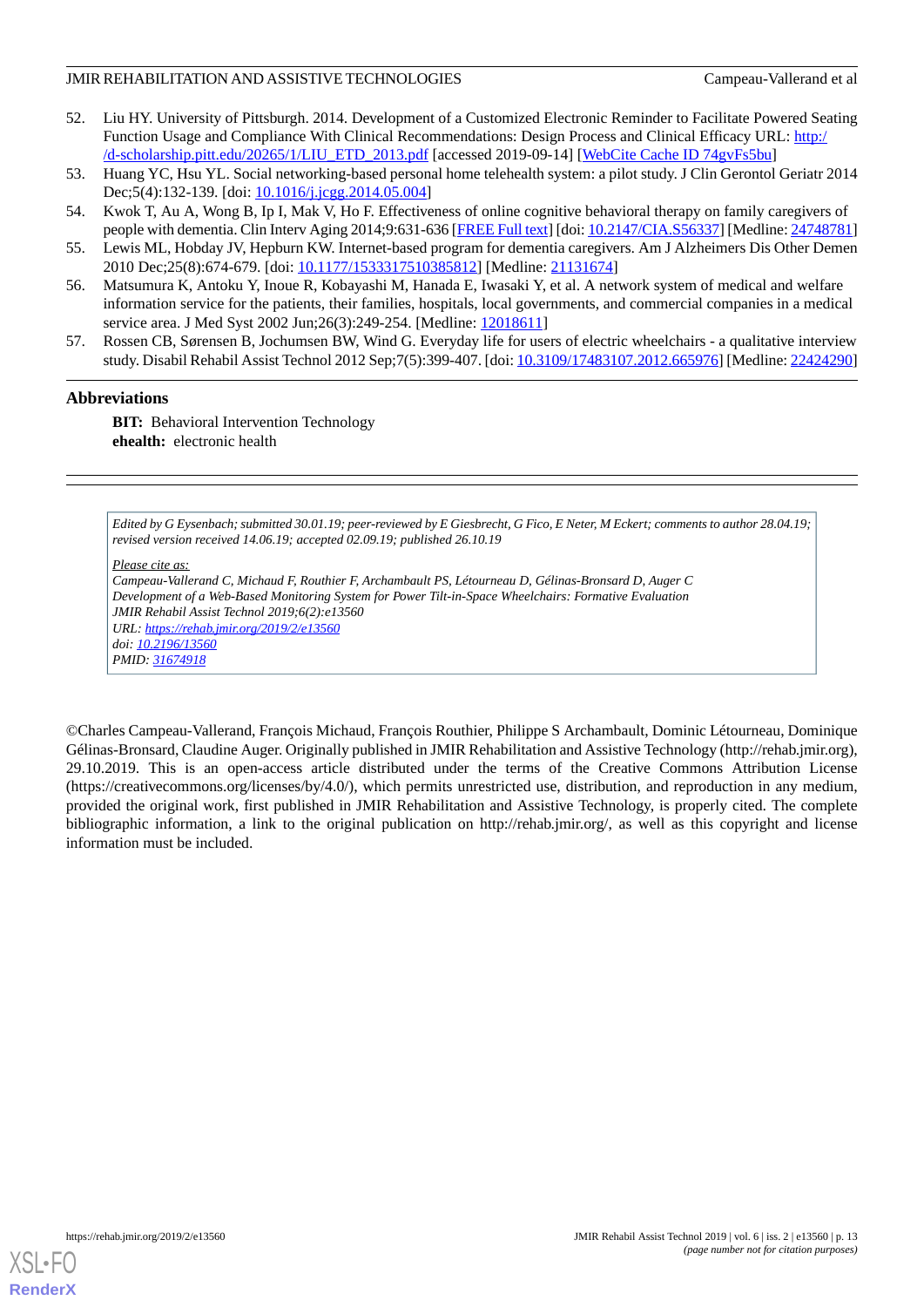52. Liu HY. University of Pittsburgh. 2014. Development of a Customized Electronic Reminder to Facilitate Powered Seating Function Usage and Compliance With Clinical Recommendations: Design Process and Clinical Efficacy URL: http://d-scholarship.pitt.edu/20265/1/LIU_ETD_2013.pdf [accessed 2019-09-14] [WebCite Cache ID 74gvFs5bu]
53. Huang YC, Hsu YL. Social networking-based personal home telehealth system: a pilot study. J Clin Gerontol Geriatr 2014 Dec;5(4):132-139. [doi: 10.1016/j.jcgg.2014.05.004]
54. Kwok T, Au A, Wong B, Ip I, Mak V, Ho F. Effectiveness of online cognitive behavioral therapy on family caregivers of people with dementia. Clin Interv Aging 2014;9:631-636 [FREE Full text] [doi: 10.2147/CIA.S56337] [Medline: 24748781]
55. Lewis ML, Hobday JV, Hepburn KW. Internet-based program for dementia caregivers. Am J Alzheimers Dis Other Demen 2010 Dec;25(8):674-679. [doi: 10.1177/1533317510385812] [Medline: 21131674]
56. Matsumura K, Antoku Y, Inoue R, Kobayashi M, Hanada E, Iwasaki Y, et al. A network system of medical and welfare information service for the patients, their families, hospitals, local governments, and commercial companies in a medical service area. J Med Syst 2002 Jun;26(3):249-254. [Medline: 12018611]
57. Rossen CB, Sørensen B, Jochumsen BW, Wind G. Everyday life for users of electric wheelchairs - a qualitative interview study. Disabil Rehabil Assist Technol 2012 Sep;7(5):399-407. [doi: 10.3109/17483107.2012.665976] [Medline: 22424290]

## Abbreviations

**BIT:** Behavioral Intervention Technology
**ehealth:** electronic health

*Edited by G Eysenbach; submitted 30.01.19; peer-reviewed by E Giesbrecht, G Fico, E Neter, M Eckert; comments to author 28.04.19; revised version received 14.06.19; accepted 02.09.19; published 26.10.19*

*Please cite as:*
*Campeau-Vallerand C, Michaud F, Routhier F, Archambault PS, Létourneau D, Gélinas-Bronsard D, Auger C*
*Development of a Web-Based Monitoring System for Power Tilt-in-Space Wheelchairs: Formative Evaluation*
*JMIR Rehabil Assist Technol 2019;6(2):e13560*
*URL: https://rehab.jmir.org/2019/2/e13560*
*doi: 10.2196/13560*
*PMID: 31674918*

©Charles Campeau-Vallerand, François Michaud, François Routhier, Philippe S Archambault, Dominic Létourneau, Dominique Gélinas-Bronsard, Claudine Auger. Originally published in JMIR Rehabilitation and Assistive Technology (http://rehab.jmir.org), 29.10.2019. This is an open-access article distributed under the terms of the Creative Commons Attribution License (https://creativecommons.org/licenses/by/4.0/), which permits unrestricted use, distribution, and reproduction in any medium, provided the original work, first published in JMIR Rehabilitation and Assistive Technology, is properly cited. The complete bibliographic information, a link to the original publication on http://rehab.jmir.org/, as well as this copyright and license information must be included.